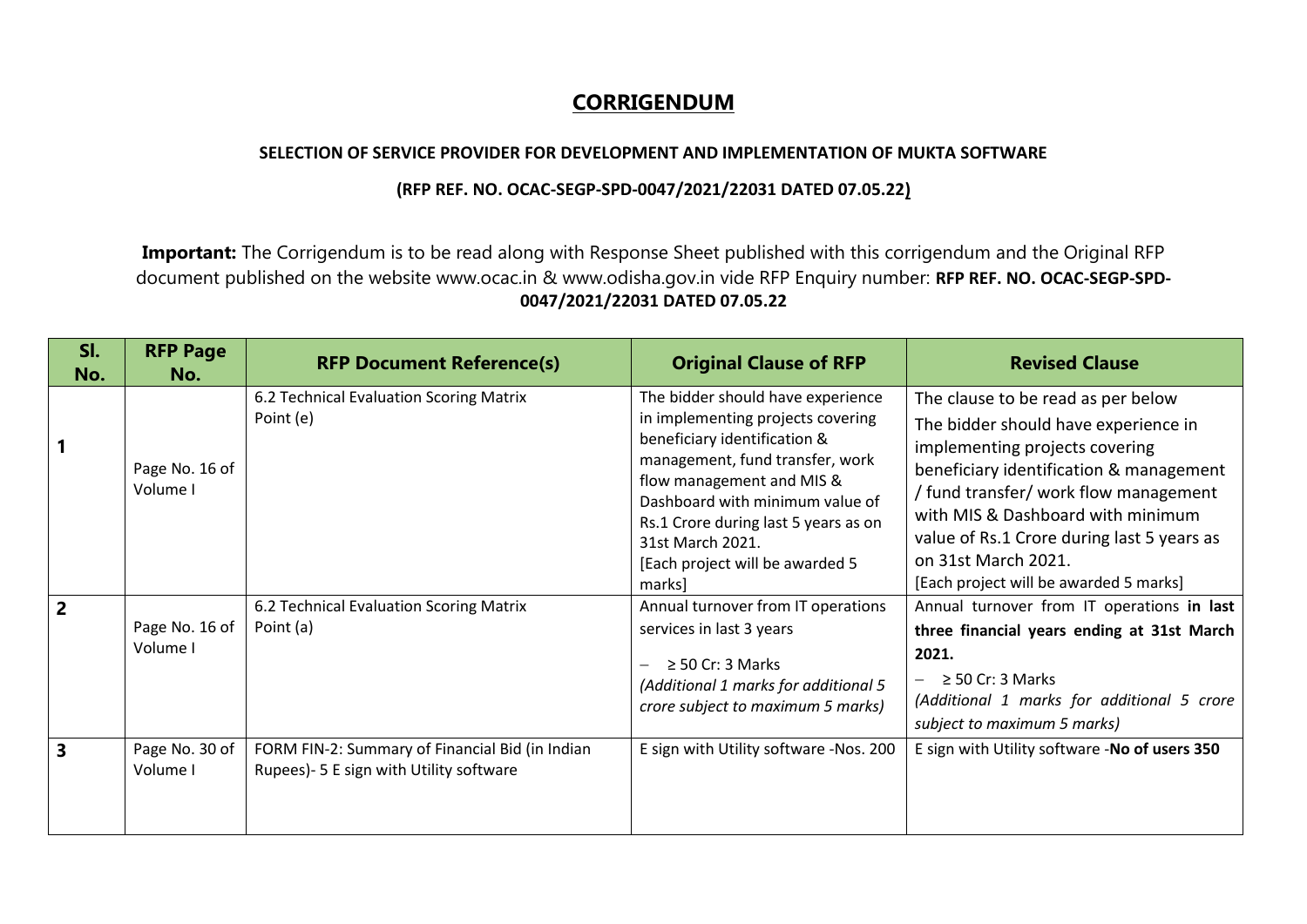# CORRIGENDUM

**SELECTION OF SERVICE PROVIDER FOR DEVELOPMENT AND IMPLEMENTATION OF MUKTA SOFTWARE**

**(RFP REF. NO. OCAC-SEGP-SPD-0047/2021/22031 DATED 07.05.22)**

**Important:** The Corrigendum is to be read along with Response Sheet published with this corrigendum and the Original RFP document published on the website www.ocac.in & www.odisha.gov.in vide RFP Enquiry number: **RFP REF. NO. OCAC-SEGP-SPD-0047/2021/22031 DATED 07.05.22**

| Sl. No. | RFP Page No. | RFP Document Reference(s) | Original Clause of RFP | Revised Clause |
|---|---|---|---|---|
| 1 | Page No. 16 of Volume I | 6.2 Technical Evaluation Scoring Matrix Point (e) | The bidder should have experience in implementing projects covering beneficiary identification & management, fund transfer, work flow management and MIS & Dashboard with minimum value of Rs.1 Crore during last 5 years as on 31st March 2021. [Each project will be awarded 5 marks] | The clause to be read as per below The bidder should have experience in implementing projects covering beneficiary identification & management / fund transfer/ work flow management with MIS & Dashboard with minimum value of Rs.1 Crore during last 5 years as on 31st March 2021. [Each project will be awarded 5 marks] |
| 2 | Page No. 16 of Volume I | 6.2 Technical Evaluation Scoring Matrix Point (a) | Annual turnover from IT operations services in last 3 years<br>– ≥ 50 Cr: 3 Marks<br>*(Additional 1 marks for additional 5 crore subject to maximum 5 marks)* | Annual turnover from IT operations **in last three financial years ending at 31st March 2021.**<br>– ≥ 50 Cr: 3 Marks<br>*(Additional 1 marks for additional 5 crore subject to maximum 5 marks)* |
| 3 | Page No. 30 of Volume I | FORM FIN-2: Summary of Financial Bid (in Indian Rupees)- 5 E sign with Utility software | E sign with Utility software -Nos. 200 | E sign with Utility software -**No of users 350** |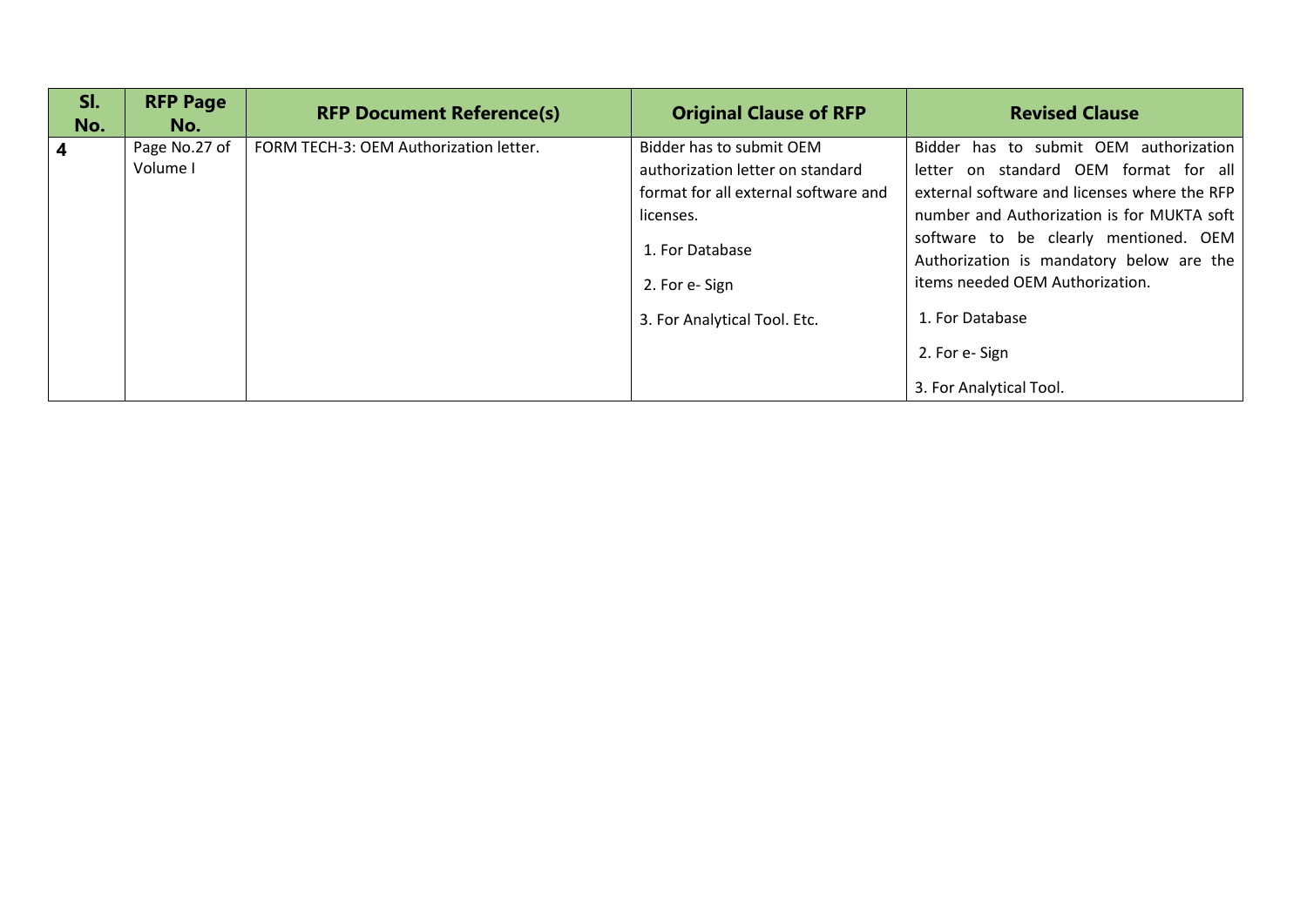| Sl. No. | RFP Page No. | RFP Document Reference(s) | Original Clause of RFP | Revised Clause |
|---|---|---|---|---|
| 4 | Page No.27 of Volume I | FORM TECH-3: OEM Authorization letter. | Bidder has to submit OEM authorization letter on standard format for all external software and licenses.<br><br>1. For Database<br><br>2. For e- Sign<br><br>3. For Analytical Tool. Etc. | Bidder has to submit OEM authorization letter on standard OEM format for all external software and licenses where the RFP number and Authorization is for MUKTA soft software to be clearly mentioned. OEM Authorization is mandatory below are the items needed OEM Authorization.<br><br>1. For Database<br><br>2. For e- Sign<br><br>3. For Analytical Tool. |